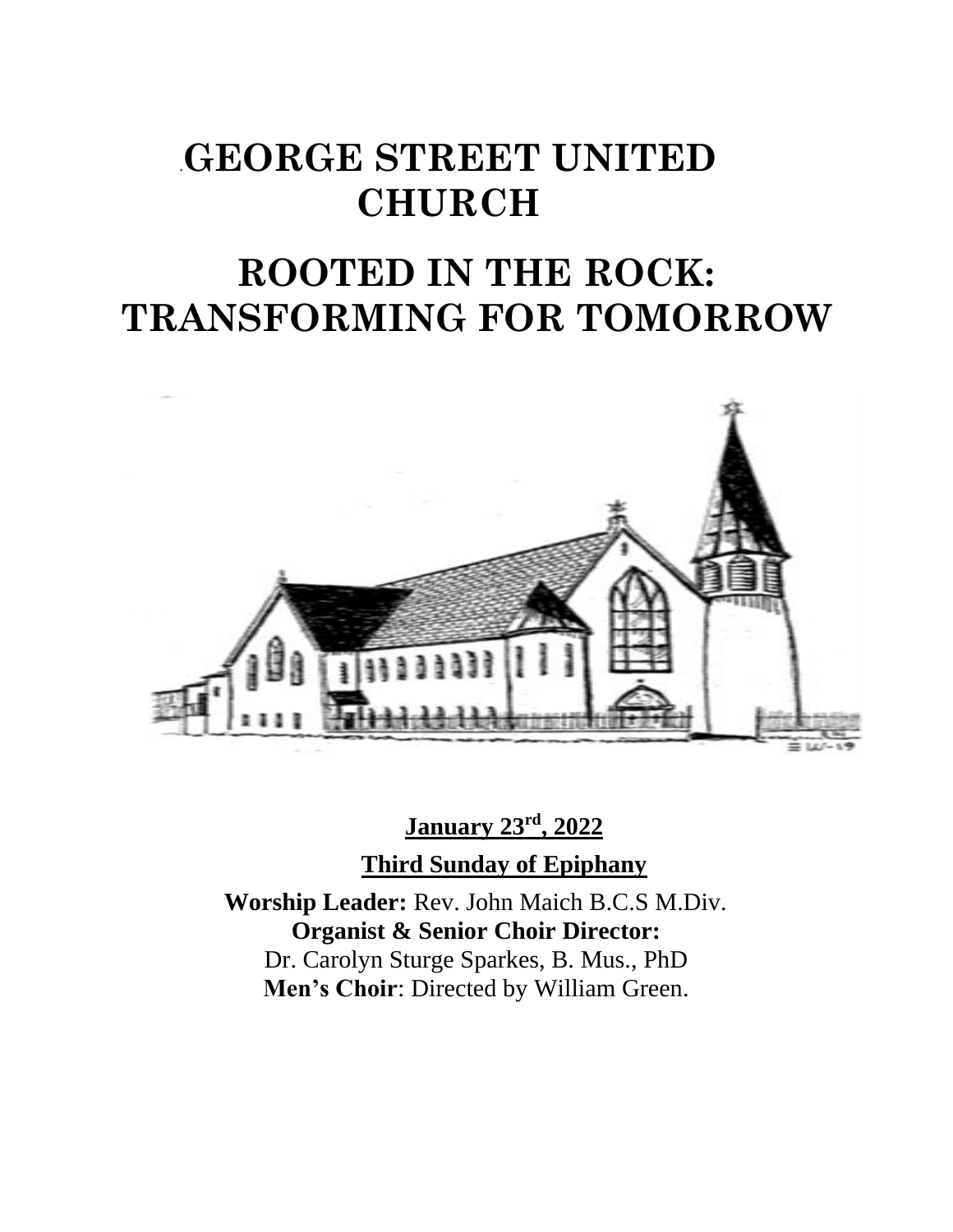# GEORGE STREET UNITED CHURCH

# ROOTED IN THE ROCK: TRANSFORMING FOR TOMORROW

**January 23rd, 2022**

**Third Sunday of Epiphany**

**Worship Leader:** Rev. John Maich B.C.S M.Div.
**Organist & Senior Choir Director:**
Dr. Carolyn Sturge Sparkes, B. Mus., PhD
**Men's Choir**: Directed by William Green.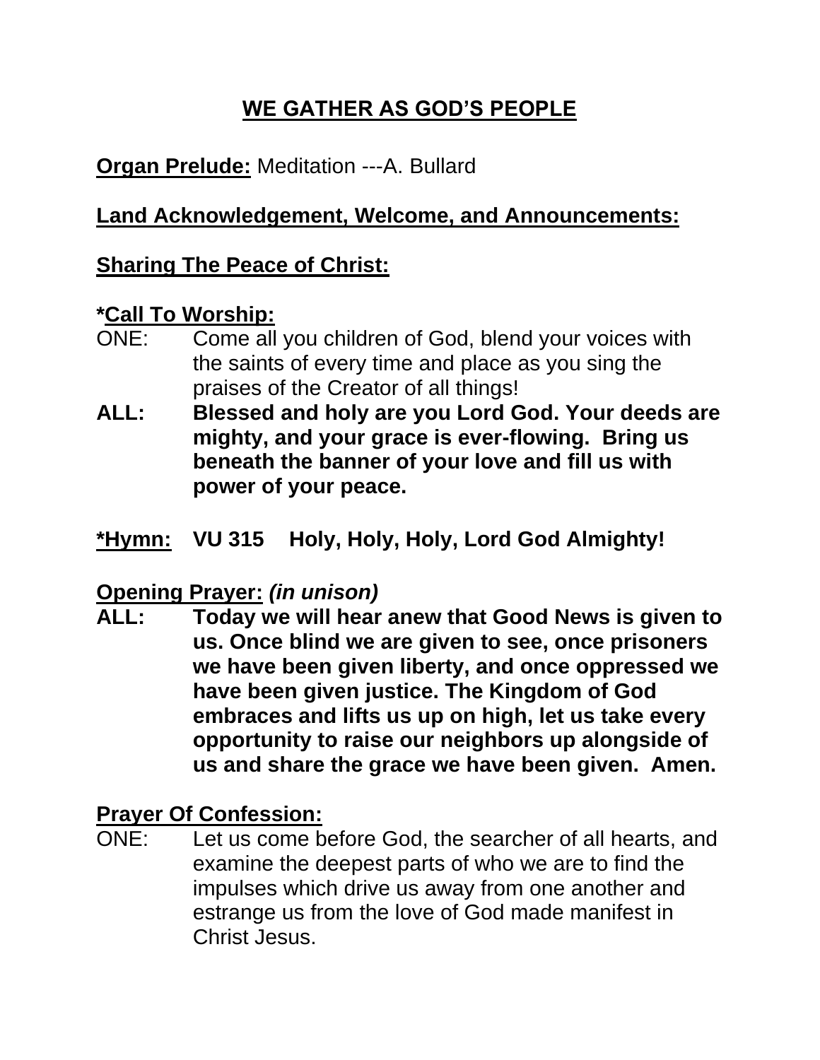## WE GATHER AS GOD'S PEOPLE

**Organ Prelude:** Meditation ---A. Bullard

**Land Acknowledgement, Welcome, and Announcements:**

**Sharing The Peace of Christ:**

**\*Call To Worship:**

ONE: Come all you children of God, blend your voices with the saints of every time and place as you sing the praises of the Creator of all things!

**ALL: Blessed and holy are you Lord God. Your deeds are mighty, and your grace is ever-flowing. Bring us beneath the banner of your love and fill us with power of your peace.**

**\*Hymn: VU 315 Holy, Holy, Holy, Lord God Almighty!**

**Opening Prayer:** ***(in unison)***

**ALL: Today we will hear anew that Good News is given to us. Once blind we are given to see, once prisoners we have been given liberty, and once oppressed we have been given justice. The Kingdom of God embraces and lifts us up on high, let us take every opportunity to raise our neighbors up alongside of us and share the grace we have been given. Amen.**

**Prayer Of Confession:**

ONE: Let us come before God, the searcher of all hearts, and examine the deepest parts of who we are to find the impulses which drive us away from one another and estrange us from the love of God made manifest in Christ Jesus.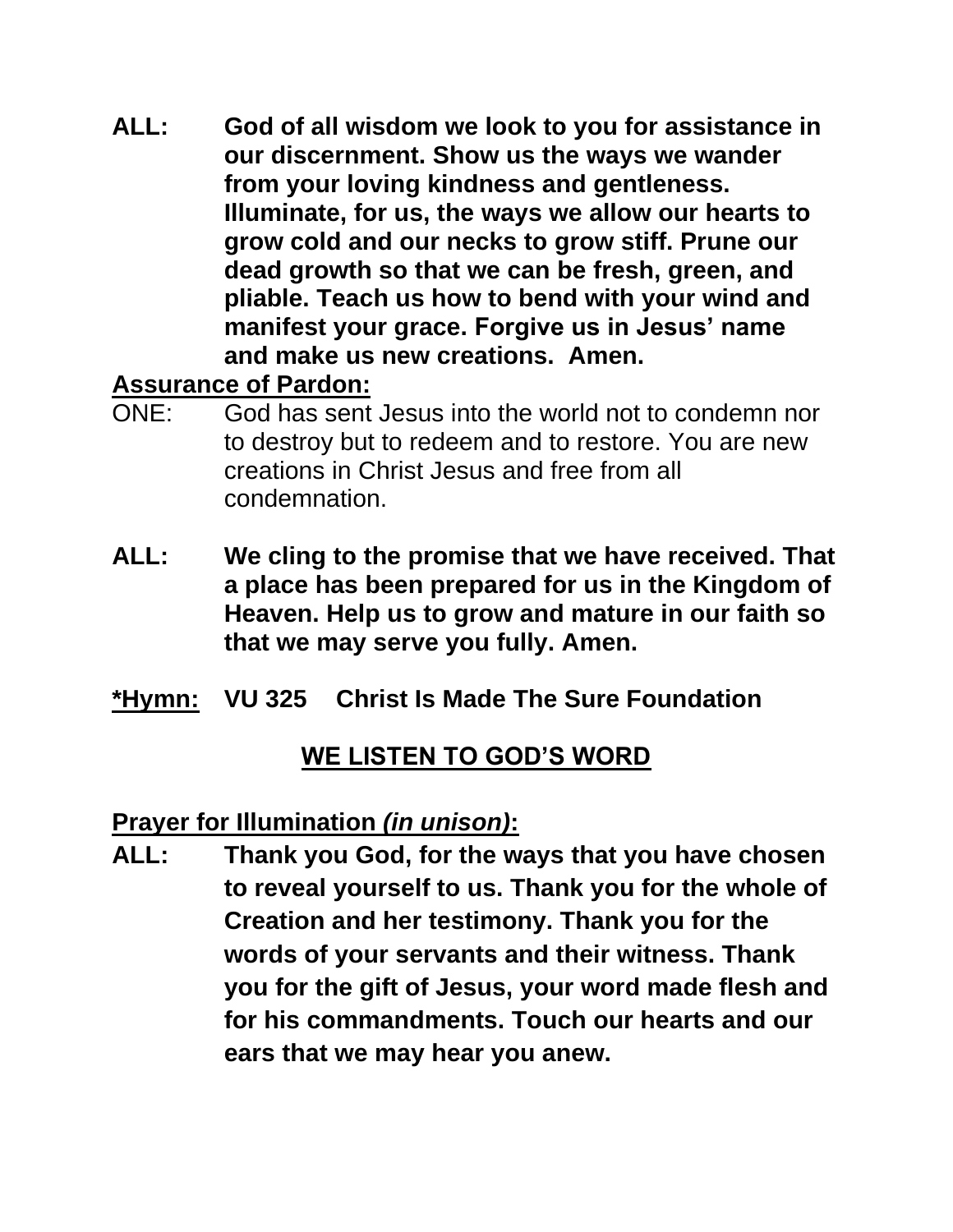**ALL: God of all wisdom we look to you for assistance in our discernment. Show us the ways we wander from your loving kindness and gentleness. Illuminate, for us, the ways we allow our hearts to grow cold and our necks to grow stiff. Prune our dead growth so that we can be fresh, green, and pliable. Teach us how to bend with your wind and manifest your grace. Forgive us in Jesus' name and make us new creations. Amen.**

**<u>Assurance of Pardon:</u>**

ONE: God has sent Jesus into the world not to condemn nor to destroy but to redeem and to restore. You are new creations in Christ Jesus and free from all condemnation.

**ALL: We cling to the promise that we have received. That a place has been prepared for us in the Kingdom of Heaven. Help us to grow and mature in our faith so that we may serve you fully. Amen.**

**<u>*Hymn:</u> VU 325 Christ Is Made The Sure Foundation**

## <u>WE LISTEN TO GOD'S WORD</u>

**<u>Prayer for Illumination *(in unison)*</u>:**

**ALL: Thank you God, for the ways that you have chosen to reveal yourself to us. Thank you for the whole of Creation and her testimony. Thank you for the words of your servants and their witness. Thank you for the gift of Jesus, your word made flesh and for his commandments. Touch our hearts and our ears that we may hear you anew.**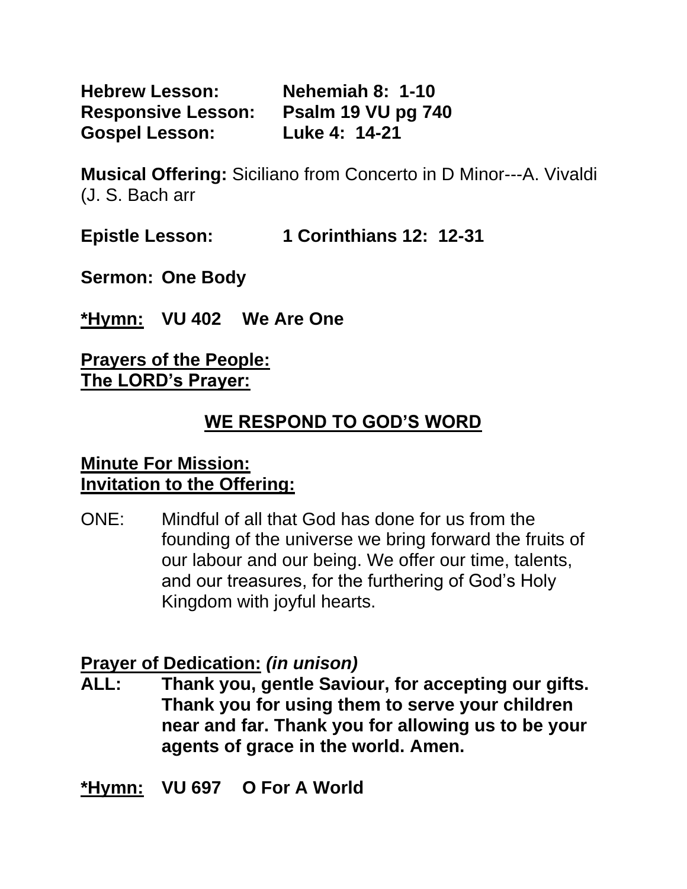**Hebrew Lesson:** **Nehemiah 8: 1-10**
**Responsive Lesson:** **Psalm 19 VU pg 740**
**Gospel Lesson:** **Luke 4: 14-21**

**Musical Offering:** Siciliano from Concerto in D Minor---A. Vivaldi (J. S. Bach arr

**Epistle Lesson:** **1 Corinthians 12: 12-31**

**Sermon: One Body**

**<u>*Hymn:</u> VU 402 We Are One**

**<u>Prayers of the People:</u>**
**<u>The LORD's Prayer:</u>**

## <u>WE RESPOND TO GOD'S WORD</u>

**<u>Minute For Mission:</u>**
**<u>Invitation to the Offering:</u>**

ONE: Mindful of all that God has done for us from the founding of the universe we bring forward the fruits of our labour and our being. We offer our time, talents, and our treasures, for the furthering of God's Holy Kingdom with joyful hearts.

**<u>Prayer of Dedication:</u>** ***(in unison)***
**ALL: Thank you, gentle Saviour, for accepting our gifts. Thank you for using them to serve your children near and far. Thank you for allowing us to be your agents of grace in the world. Amen.**

**<u>*Hymn:</u> VU 697 O For A World**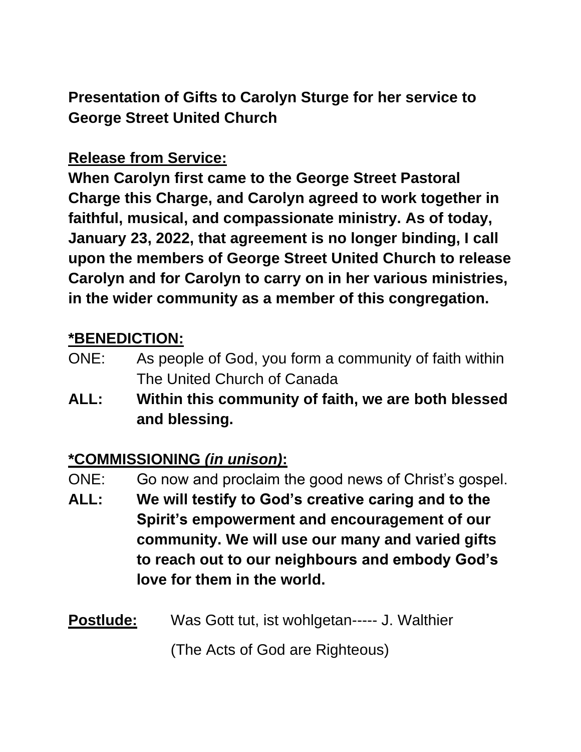**Presentation of Gifts to Carolyn Sturge for her service to George Street United Church**

**<u>Release from Service:</u>**

**When Carolyn first came to the George Street Pastoral Charge this Charge, and Carolyn agreed to work together in faithful, musical, and compassionate ministry. As of today, January 23, 2022, that agreement is no longer binding, I call upon the members of George Street United Church to release Carolyn and for Carolyn to carry on in her various ministries, in the wider community as a member of this congregation.**

**<u>*BENEDICTION:</u>**

ONE: As people of God, you form a community of faith within The United Church of Canada

**ALL: Within this community of faith, we are both blessed and blessing.**

**<u>*COMMISSIONING *(in unison)*:</u>**

ONE: Go now and proclaim the good news of Christ's gospel.

**ALL: We will testify to God's creative caring and to the Spirit's empowerment and encouragement of our community. We will use our many and varied gifts to reach out to our neighbours and embody God's love for them in the world.**

**<u>Postlude:</u>** Was Gott tut, ist wohlgetan----- J. Walthier

(The Acts of God are Righteous)